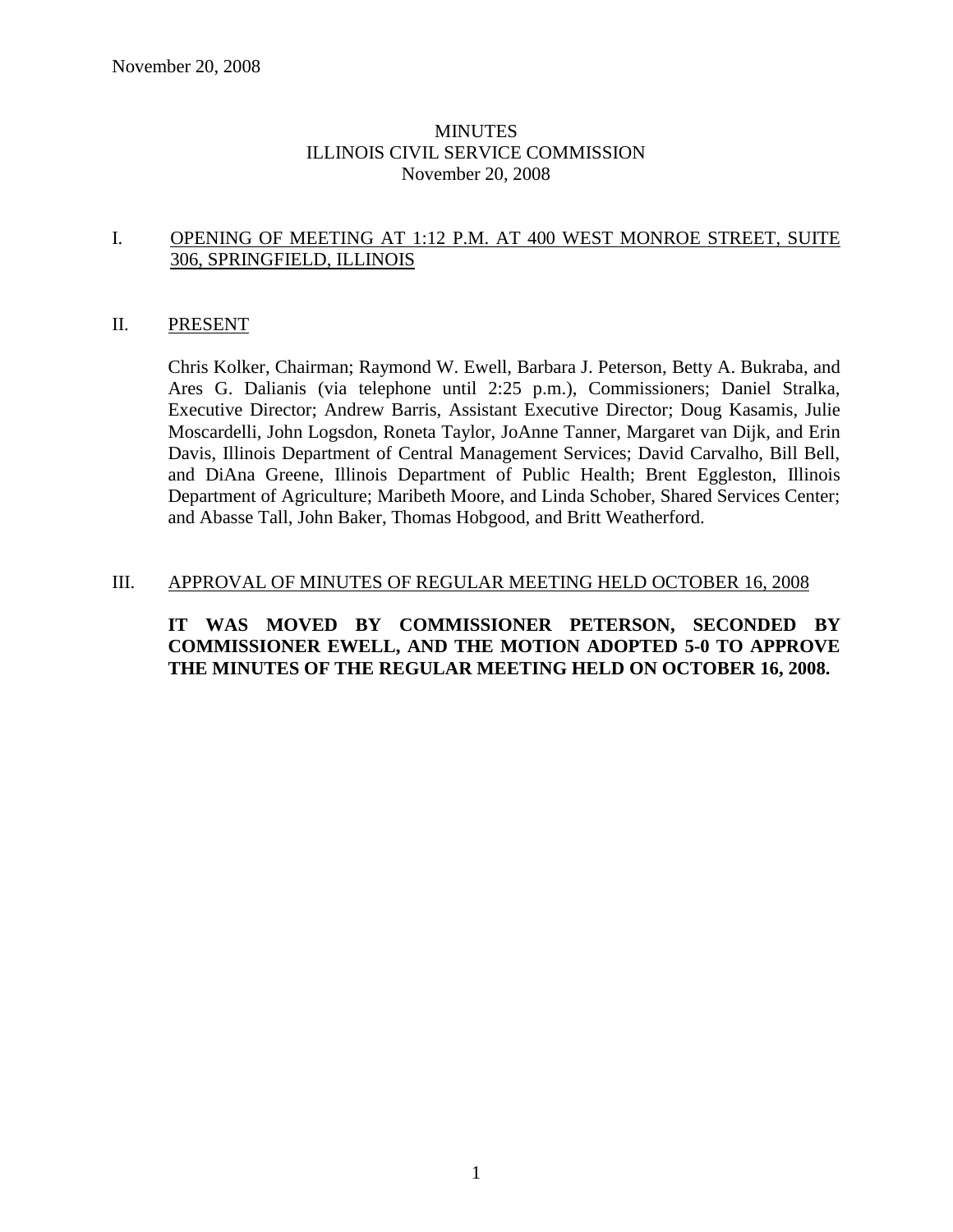November 20, 2008

# MINUTES
# ILLINOIS CIVIL SERVICE COMMISSION
November 20, 2008

## I. OPENING OF MEETING AT 1:12 P.M. AT 400 WEST MONROE STREET, SUITE 306, SPRINGFIELD, ILLINOIS

## II. PRESENT

Chris Kolker, Chairman; Raymond W. Ewell, Barbara J. Peterson, Betty A. Bukraba, and Ares G. Dalianis (via telephone until 2:25 p.m.), Commissioners; Daniel Stralka, Executive Director; Andrew Barris, Assistant Executive Director; Doug Kasamis, Julie Moscardelli, John Logsdon, Roneta Taylor, JoAnne Tanner, Margaret van Dijk, and Erin Davis, Illinois Department of Central Management Services; David Carvalho, Bill Bell, and DiAna Greene, Illinois Department of Public Health; Brent Eggleston, Illinois Department of Agriculture; Maribeth Moore, and Linda Schober, Shared Services Center; and Abasse Tall, John Baker, Thomas Hobgood, and Britt Weatherford.

## III. APPROVAL OF MINUTES OF REGULAR MEETING HELD OCTOBER 16, 2008

**IT WAS MOVED BY COMMISSIONER PETERSON, SECONDED BY COMMISSIONER EWELL, AND THE MOTION ADOPTED 5-0 TO APPROVE THE MINUTES OF THE REGULAR MEETING HELD ON OCTOBER 16, 2008.**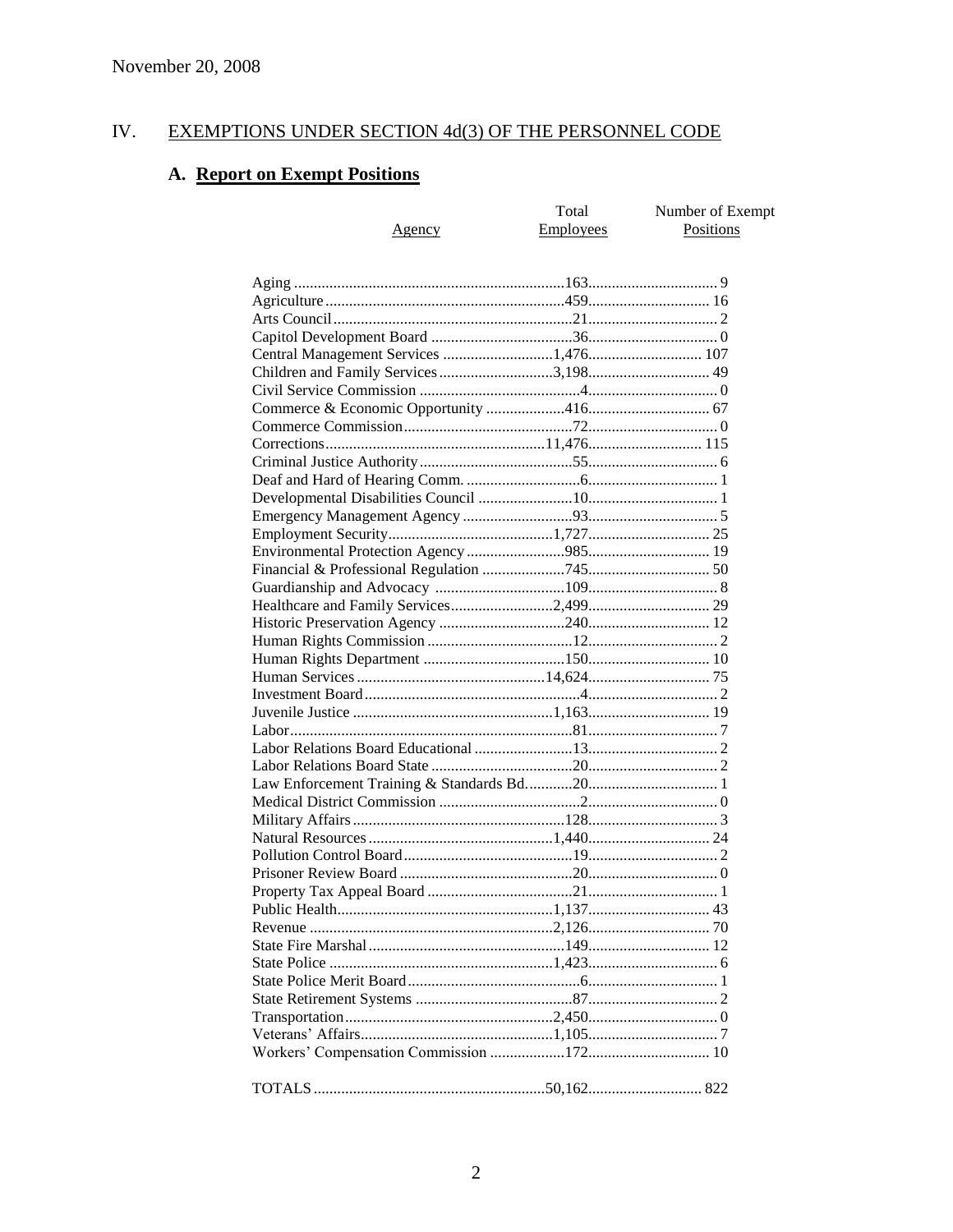November 20, 2008

# IV. EXEMPTIONS UNDER SECTION 4d(3) OF THE PERSONNEL CODE

## A. Report on Exempt Positions

| Agency | Total Employees | Number of Exempt Positions |
|---|---|---|
| Aging | 163 | 9 |
| Agriculture | 459 | 16 |
| Arts Council | 21 | 2 |
| Capitol Development Board | 36 | 0 |
| Central Management Services | 1,476 | 107 |
| Children and Family Services | 3,198 | 49 |
| Civil Service Commission | 4 | 0 |
| Commerce & Economic Opportunity | 416 | 67 |
| Commerce Commission | 72 | 0 |
| Corrections | 11,476 | 115 |
| Criminal Justice Authority | 55 | 6 |
| Deaf and Hard of Hearing Comm. | 6 | 1 |
| Developmental Disabilities Council | 10 | 1 |
| Emergency Management Agency | 93 | 5 |
| Employment Security | 1,727 | 25 |
| Environmental Protection Agency | 985 | 19 |
| Financial & Professional Regulation | 745 | 50 |
| Guardianship and Advocacy | 109 | 8 |
| Healthcare and Family Services | 2,499 | 29 |
| Historic Preservation Agency | 240 | 12 |
| Human Rights Commission | 12 | 2 |
| Human Rights Department | 150 | 10 |
| Human Services | 14,624 | 75 |
| Investment Board | 4 | 2 |
| Juvenile Justice | 1,163 | 19 |
| Labor | 81 | 7 |
| Labor Relations Board Educational | 13 | 2 |
| Labor Relations Board State | 20 | 2 |
| Law Enforcement Training & Standards Bd. | 20 | 1 |
| Medical District Commission | 2 | 0 |
| Military Affairs | 128 | 3 |
| Natural Resources | 1,440 | 24 |
| Pollution Control Board | 19 | 2 |
| Prisoner Review Board | 20 | 0 |
| Property Tax Appeal Board | 21 | 1 |
| Public Health | 1,137 | 43 |
| Revenue | 2,126 | 70 |
| State Fire Marshal | 149 | 12 |
| State Police | 1,423 | 6 |
| State Police Merit Board | 6 | 1 |
| State Retirement Systems | 87 | 2 |
| Transportation | 2,450 | 0 |
| Veterans' Affairs | 1,105 | 7 |
| Workers' Compensation Commission | 172 | 10 |
| TOTALS | 50,162 | 822 |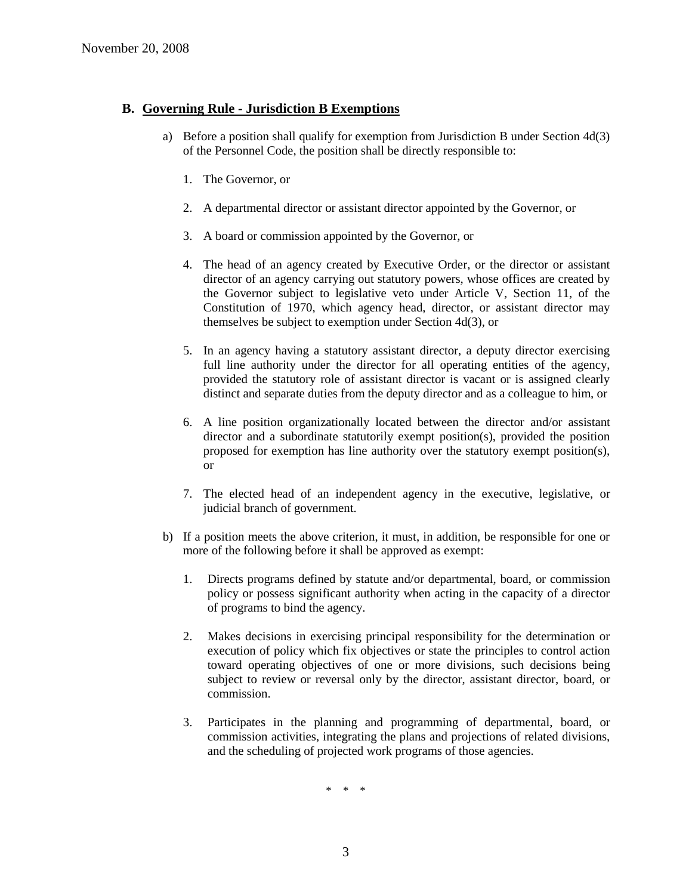November 20, 2008

## B. Governing Rule - Jurisdiction B Exemptions

a) Before a position shall qualify for exemption from Jurisdiction B under Section 4d(3) of the Personnel Code, the position shall be directly responsible to:

1. The Governor, or

2. A departmental director or assistant director appointed by the Governor, or

3. A board or commission appointed by the Governor, or

4. The head of an agency created by Executive Order, or the director or assistant director of an agency carrying out statutory powers, whose offices are created by the Governor subject to legislative veto under Article V, Section 11, of the Constitution of 1970, which agency head, director, or assistant director may themselves be subject to exemption under Section 4d(3), or

5. In an agency having a statutory assistant director, a deputy director exercising full line authority under the director for all operating entities of the agency, provided the statutory role of assistant director is vacant or is assigned clearly distinct and separate duties from the deputy director and as a colleague to him, or

6. A line position organizationally located between the director and/or assistant director and a subordinate statutorily exempt position(s), provided the position proposed for exemption has line authority over the statutory exempt position(s), or

7. The elected head of an independent agency in the executive, legislative, or judicial branch of government.

b) If a position meets the above criterion, it must, in addition, be responsible for one or more of the following before it shall be approved as exempt:

1. Directs programs defined by statute and/or departmental, board, or commission policy or possess significant authority when acting in the capacity of a director of programs to bind the agency.

2. Makes decisions in exercising principal responsibility for the determination or execution of policy which fix objectives or state the principles to control action toward operating objectives of one or more divisions, such decisions being subject to review or reversal only by the director, assistant director, board, or commission.

3. Participates in the planning and programming of departmental, board, or commission activities, integrating the plans and projections of related divisions, and the scheduling of projected work programs of those agencies.

\* \* \*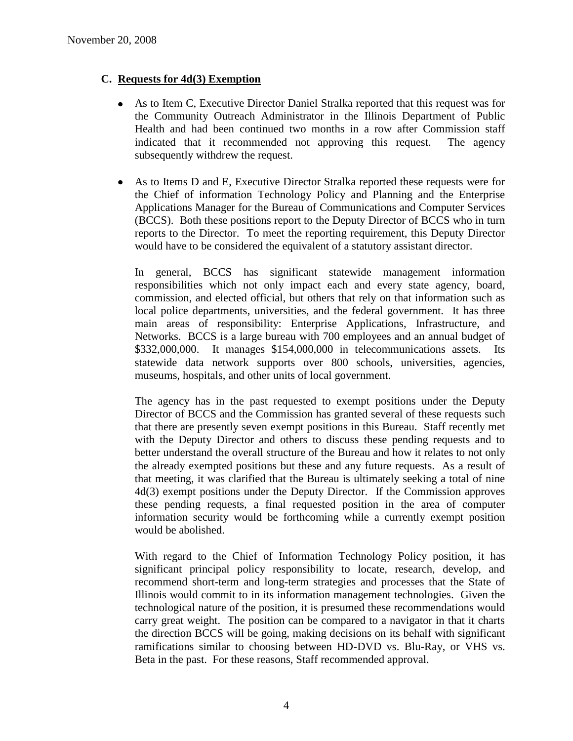November 20, 2008

### C. Requests for 4d(3) Exemption

- As to Item C, Executive Director Daniel Stralka reported that this request was for the Community Outreach Administrator in the Illinois Department of Public Health and had been continued two months in a row after Commission staff indicated that it recommended not approving this request. The agency subsequently withdrew the request.

- As to Items D and E, Executive Director Stralka reported these requests were for the Chief of information Technology Policy and Planning and the Enterprise Applications Manager for the Bureau of Communications and Computer Services (BCCS). Both these positions report to the Deputy Director of BCCS who in turn reports to the Director. To meet the reporting requirement, this Deputy Director would have to be considered the equivalent of a statutory assistant director.

  In general, BCCS has significant statewide management information responsibilities which not only impact each and every state agency, board, commission, and elected official, but others that rely on that information such as local police departments, universities, and the federal government. It has three main areas of responsibility: Enterprise Applications, Infrastructure, and Networks. BCCS is a large bureau with 700 employees and an annual budget of $332,000,000. It manages $154,000,000 in telecommunications assets. Its statewide data network supports over 800 schools, universities, agencies, museums, hospitals, and other units of local government.

  The agency has in the past requested to exempt positions under the Deputy Director of BCCS and the Commission has granted several of these requests such that there are presently seven exempt positions in this Bureau. Staff recently met with the Deputy Director and others to discuss these pending requests and to better understand the overall structure of the Bureau and how it relates to not only the already exempted positions but these and any future requests. As a result of that meeting, it was clarified that the Bureau is ultimately seeking a total of nine 4d(3) exempt positions under the Deputy Director. If the Commission approves these pending requests, a final requested position in the area of computer information security would be forthcoming while a currently exempt position would be abolished.

  With regard to the Chief of Information Technology Policy position, it has significant principal policy responsibility to locate, research, develop, and recommend short-term and long-term strategies and processes that the State of Illinois would commit to in its information management technologies. Given the technological nature of the position, it is presumed these recommendations would carry great weight. The position can be compared to a navigator in that it charts the direction BCCS will be going, making decisions on its behalf with significant ramifications similar to choosing between HD-DVD vs. Blu-Ray, or VHS vs. Beta in the past. For these reasons, Staff recommended approval.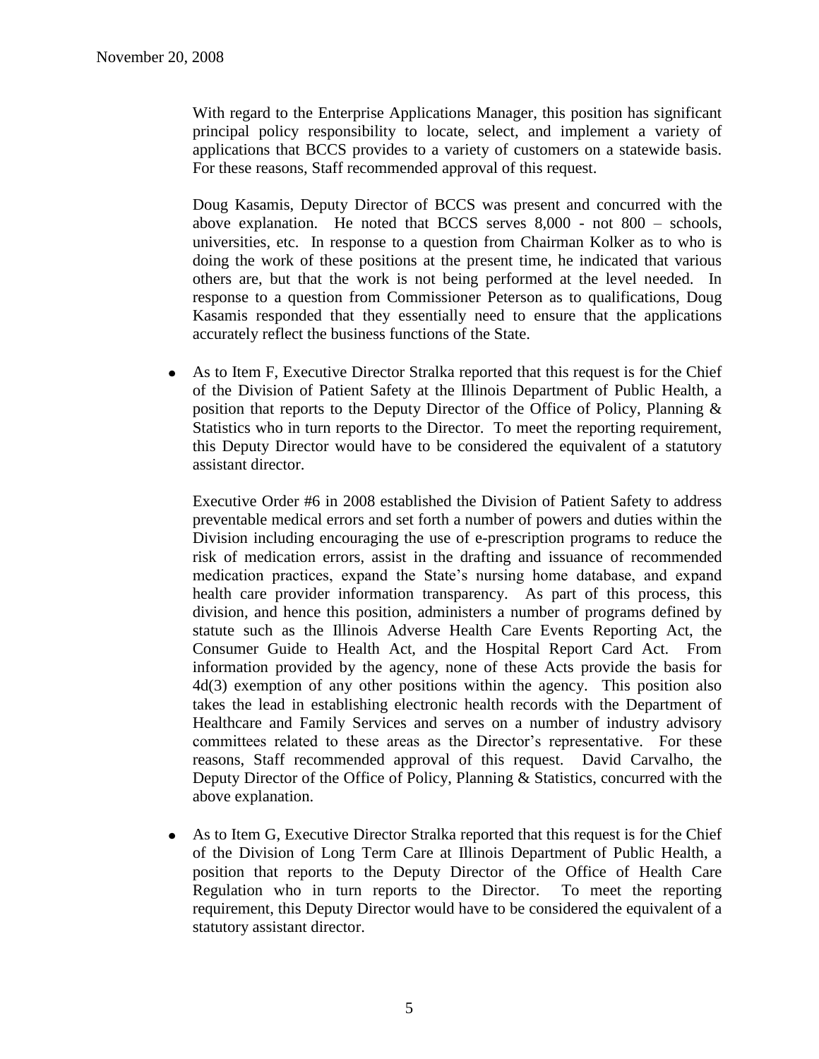With regard to the Enterprise Applications Manager, this position has significant principal policy responsibility to locate, select, and implement a variety of applications that BCCS provides to a variety of customers on a statewide basis. For these reasons, Staff recommended approval of this request.

Doug Kasamis, Deputy Director of BCCS was present and concurred with the above explanation. He noted that BCCS serves 8,000 - not 800 – schools, universities, etc. In response to a question from Chairman Kolker as to who is doing the work of these positions at the present time, he indicated that various others are, but that the work is not being performed at the level needed. In response to a question from Commissioner Peterson as to qualifications, Doug Kasamis responded that they essentially need to ensure that the applications accurately reflect the business functions of the State.

- As to Item F, Executive Director Stralka reported that this request is for the Chief of the Division of Patient Safety at the Illinois Department of Public Health, a position that reports to the Deputy Director of the Office of Policy, Planning & Statistics who in turn reports to the Director. To meet the reporting requirement, this Deputy Director would have to be considered the equivalent of a statutory assistant director.

  Executive Order #6 in 2008 established the Division of Patient Safety to address preventable medical errors and set forth a number of powers and duties within the Division including encouraging the use of e-prescription programs to reduce the risk of medication errors, assist in the drafting and issuance of recommended medication practices, expand the State's nursing home database, and expand health care provider information transparency. As part of this process, this division, and hence this position, administers a number of programs defined by statute such as the Illinois Adverse Health Care Events Reporting Act, the Consumer Guide to Health Act, and the Hospital Report Card Act. From information provided by the agency, none of these Acts provide the basis for 4d(3) exemption of any other positions within the agency. This position also takes the lead in establishing electronic health records with the Department of Healthcare and Family Services and serves on a number of industry advisory committees related to these areas as the Director's representative. For these reasons, Staff recommended approval of this request. David Carvalho, the Deputy Director of the Office of Policy, Planning & Statistics, concurred with the above explanation.

- As to Item G, Executive Director Stralka reported that this request is for the Chief of the Division of Long Term Care at Illinois Department of Public Health, a position that reports to the Deputy Director of the Office of Health Care Regulation who in turn reports to the Director. To meet the reporting requirement, this Deputy Director would have to be considered the equivalent of a statutory assistant director.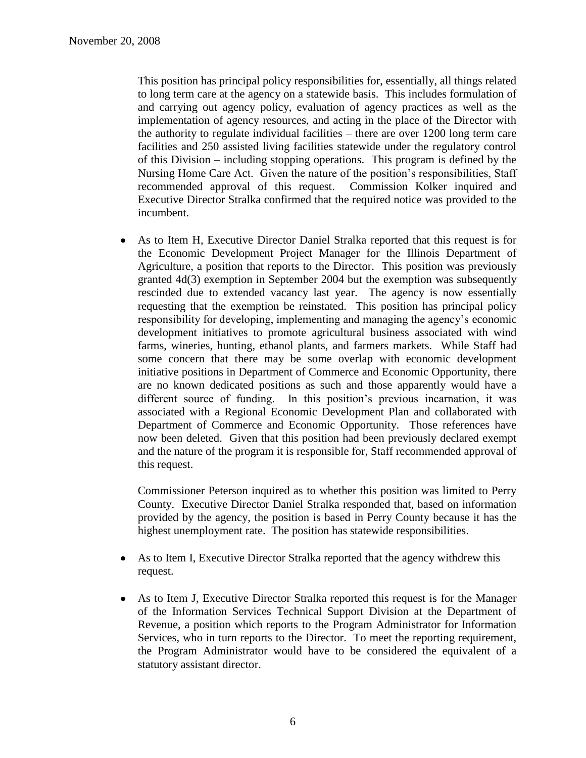This position has principal policy responsibilities for, essentially, all things related to long term care at the agency on a statewide basis. This includes formulation of and carrying out agency policy, evaluation of agency practices as well as the implementation of agency resources, and acting in the place of the Director with the authority to regulate individual facilities – there are over 1200 long term care facilities and 250 assisted living facilities statewide under the regulatory control of this Division – including stopping operations. This program is defined by the Nursing Home Care Act. Given the nature of the position's responsibilities, Staff recommended approval of this request. Commission Kolker inquired and Executive Director Stralka confirmed that the required notice was provided to the incumbent.

- As to Item H, Executive Director Daniel Stralka reported that this request is for the Economic Development Project Manager for the Illinois Department of Agriculture, a position that reports to the Director. This position was previously granted 4d(3) exemption in September 2004 but the exemption was subsequently rescinded due to extended vacancy last year. The agency is now essentially requesting that the exemption be reinstated. This position has principal policy responsibility for developing, implementing and managing the agency's economic development initiatives to promote agricultural business associated with wind farms, wineries, hunting, ethanol plants, and farmers markets. While Staff had some concern that there may be some overlap with economic development initiative positions in Department of Commerce and Economic Opportunity, there are no known dedicated positions as such and those apparently would have a different source of funding. In this position's previous incarnation, it was associated with a Regional Economic Development Plan and collaborated with Department of Commerce and Economic Opportunity. Those references have now been deleted. Given that this position had been previously declared exempt and the nature of the program it is responsible for, Staff recommended approval of this request.

  Commissioner Peterson inquired as to whether this position was limited to Perry County. Executive Director Daniel Stralka responded that, based on information provided by the agency, the position is based in Perry County because it has the highest unemployment rate. The position has statewide responsibilities.

- As to Item I, Executive Director Stralka reported that the agency withdrew this request.

- As to Item J, Executive Director Stralka reported this request is for the Manager of the Information Services Technical Support Division at the Department of Revenue, a position which reports to the Program Administrator for Information Services, who in turn reports to the Director. To meet the reporting requirement, the Program Administrator would have to be considered the equivalent of a statutory assistant director.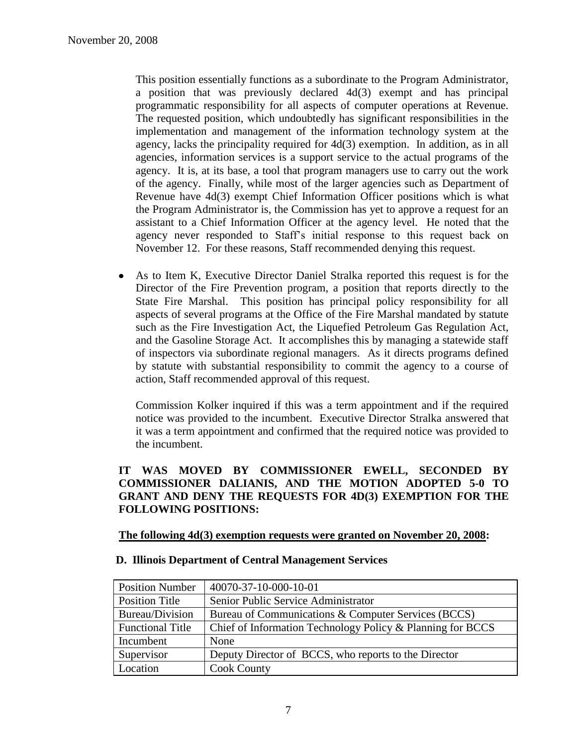This position essentially functions as a subordinate to the Program Administrator, a position that was previously declared 4d(3) exempt and has principal programmatic responsibility for all aspects of computer operations at Revenue. The requested position, which undoubtedly has significant responsibilities in the implementation and management of the information technology system at the agency, lacks the principality required for 4d(3) exemption. In addition, as in all agencies, information services is a support service to the actual programs of the agency. It is, at its base, a tool that program managers use to carry out the work of the agency. Finally, while most of the larger agencies such as Department of Revenue have 4d(3) exempt Chief Information Officer positions which is what the Program Administrator is, the Commission has yet to approve a request for an assistant to a Chief Information Officer at the agency level. He noted that the agency never responded to Staff's initial response to this request back on November 12. For these reasons, Staff recommended denying this request.

- As to Item K, Executive Director Daniel Stralka reported this request is for the Director of the Fire Prevention program, a position that reports directly to the State Fire Marshal. This position has principal policy responsibility for all aspects of several programs at the Office of the Fire Marshal mandated by statute such as the Fire Investigation Act, the Liquefied Petroleum Gas Regulation Act, and the Gasoline Storage Act. It accomplishes this by managing a statewide staff of inspectors via subordinate regional managers. As it directs programs defined by statute with substantial responsibility to commit the agency to a course of action, Staff recommended approval of this request.

  Commission Kolker inquired if this was a term appointment and if the required notice was provided to the incumbent. Executive Director Stralka answered that it was a term appointment and confirmed that the required notice was provided to the incumbent.

**IT WAS MOVED BY COMMISSIONER EWELL, SECONDED BY COMMISSIONER DALIANIS, AND THE MOTION ADOPTED 5-0 TO GRANT AND DENY THE REQUESTS FOR 4D(3) EXEMPTION FOR THE FOLLOWING POSITIONS:**

**The following 4d(3) exemption requests were granted on November 20, 2008:**

**D. Illinois Department of Central Management Services**

| Position Number | 40070-37-10-000-10-01 |
|---|---|
| Position Title | Senior Public Service Administrator |
| Bureau/Division | Bureau of Communications & Computer Services (BCCS) |
| Functional Title | Chief of Information Technology Policy & Planning for BCCS |
| Incumbent | None |
| Supervisor | Deputy Director of BCCS, who reports to the Director |
| Location | Cook County |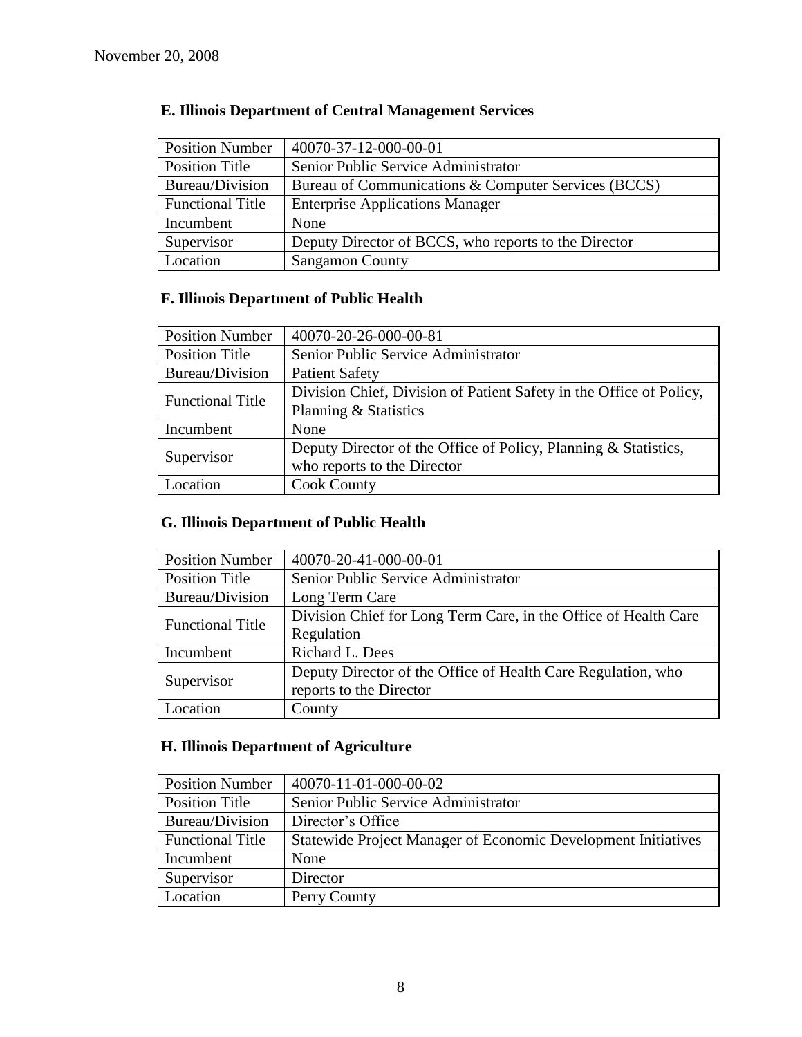November 20, 2008

**E. Illinois Department of Central Management Services**

| Position Number | 40070-37-12-000-00-01 |
|---|---|
| Position Title | Senior Public Service Administrator |
| Bureau/Division | Bureau of Communications & Computer Services (BCCS) |
| Functional Title | Enterprise Applications Manager |
| Incumbent | None |
| Supervisor | Deputy Director of BCCS, who reports to the Director |
| Location | Sangamon County |

**F. Illinois Department of Public Health**

| Position Number | 40070-20-26-000-00-81 |
|---|---|
| Position Title | Senior Public Service Administrator |
| Bureau/Division | Patient Safety |
| Functional Title | Division Chief, Division of Patient Safety in the Office of Policy, Planning & Statistics |
| Incumbent | None |
| Supervisor | Deputy Director of the Office of Policy, Planning & Statistics, who reports to the Director |
| Location | Cook County |

**G. Illinois Department of Public Health**

| Position Number | 40070-20-41-000-00-01 |
|---|---|
| Position Title | Senior Public Service Administrator |
| Bureau/Division | Long Term Care |
| Functional Title | Division Chief for Long Term Care, in the Office of Health Care Regulation |
| Incumbent | Richard L. Dees |
| Supervisor | Deputy Director of the Office of Health Care Regulation, who reports to the Director |
| Location | County |

**H. Illinois Department of Agriculture**

| Position Number | 40070-11-01-000-00-02 |
|---|---|
| Position Title | Senior Public Service Administrator |
| Bureau/Division | Director's Office |
| Functional Title | Statewide Project Manager of Economic Development Initiatives |
| Incumbent | None |
| Supervisor | Director |
| Location | Perry County |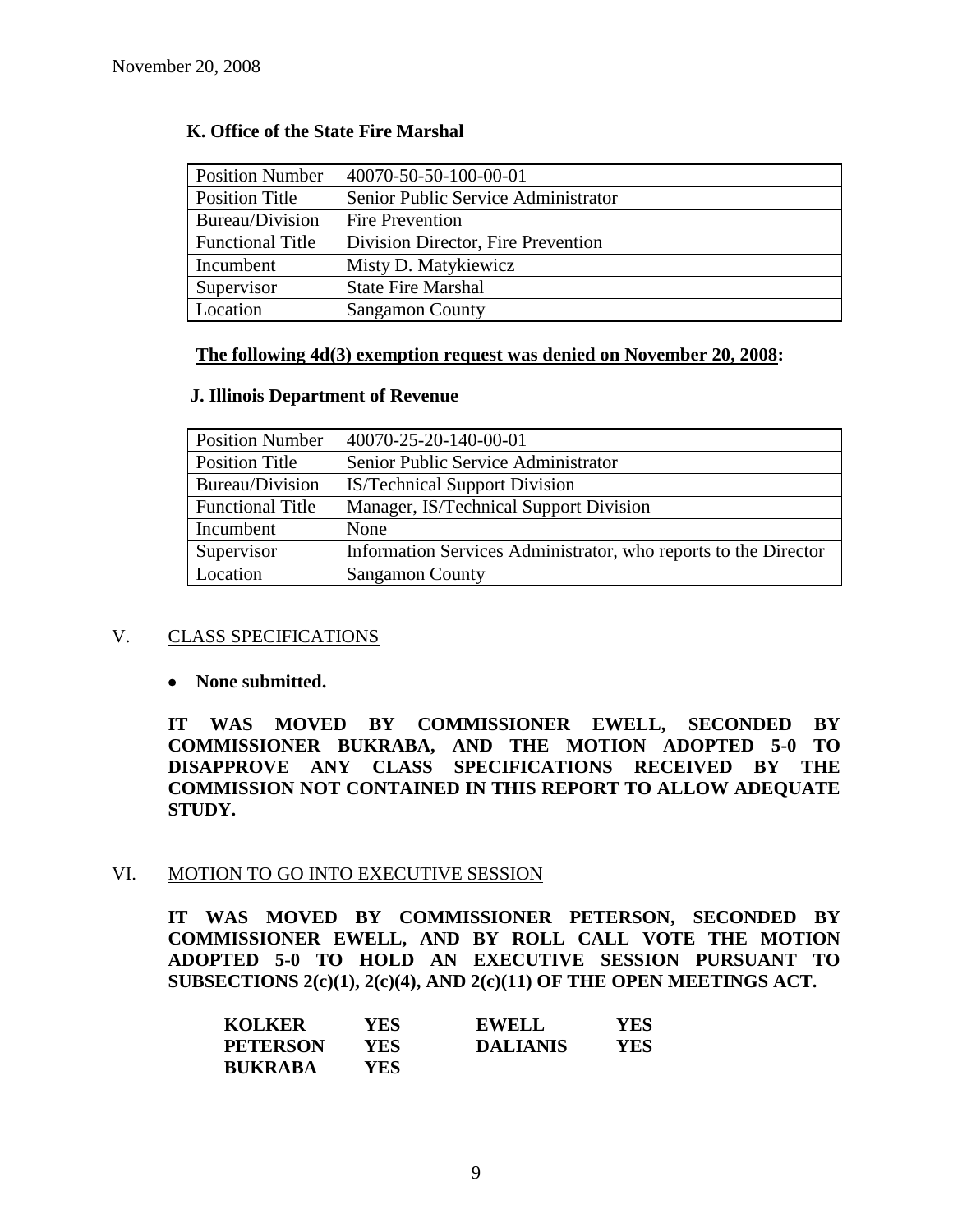November 20, 2008

**K. Office of the State Fire Marshal**

| Position Number | 40070-50-50-100-00-01 |
|---|---|
| Position Title | Senior Public Service Administrator |
| Bureau/Division | Fire Prevention |
| Functional Title | Division Director, Fire Prevention |
| Incumbent | Misty D. Matykiewicz |
| Supervisor | State Fire Marshal |
| Location | Sangamon County |

**The following 4d(3) exemption request was denied on November 20, 2008:**

**J. Illinois Department of Revenue**

| Position Number | 40070-25-20-140-00-01 |
|---|---|
| Position Title | Senior Public Service Administrator |
| Bureau/Division | IS/Technical Support Division |
| Functional Title | Manager, IS/Technical Support Division |
| Incumbent | None |
| Supervisor | Information Services Administrator, who reports to the Director |
| Location | Sangamon County |

## V. CLASS SPECIFICATIONS

- **None submitted.**

**IT WAS MOVED BY COMMISSIONER EWELL, SECONDED BY COMMISSIONER BUKRABA, AND THE MOTION ADOPTED 5-0 TO DISAPPROVE ANY CLASS SPECIFICATIONS RECEIVED BY THE COMMISSION NOT CONTAINED IN THIS REPORT TO ALLOW ADEQUATE STUDY.**

## VI. MOTION TO GO INTO EXECUTIVE SESSION

**IT WAS MOVED BY COMMISSIONER PETERSON, SECONDED BY COMMISSIONER EWELL, AND BY ROLL CALL VOTE THE MOTION ADOPTED 5-0 TO HOLD AN EXECUTIVE SESSION PURSUANT TO SUBSECTIONS 2(c)(1), 2(c)(4), AND 2(c)(11) OF THE OPEN MEETINGS ACT.**

| | | | |
|---|---|---|---|
| **KOLKER** | **YES** | **EWELL** | **YES** |
| **PETERSON** | **YES** | **DALIANIS** | **YES** |
| **BUKRABA** | **YES** | | |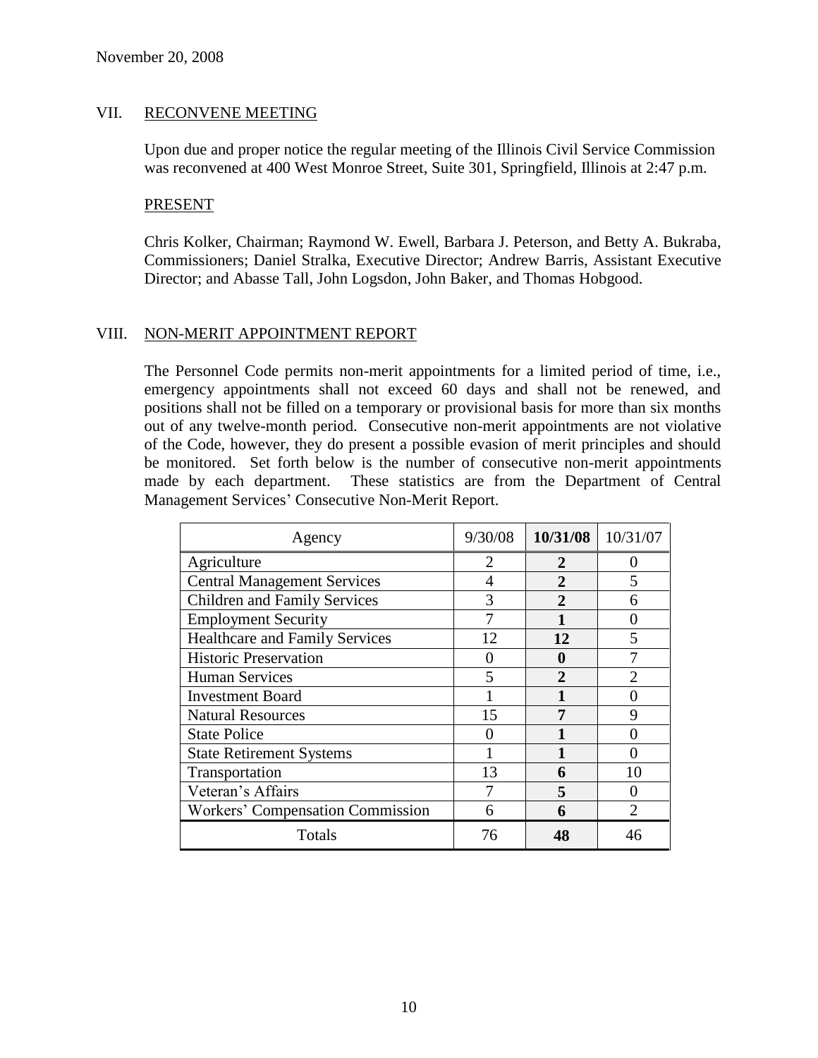November 20, 2008

## VII. RECONVENE MEETING

Upon due and proper notice the regular meeting of the Illinois Civil Service Commission was reconvened at 400 West Monroe Street, Suite 301, Springfield, Illinois at 2:47 p.m.

### PRESENT

Chris Kolker, Chairman; Raymond W. Ewell, Barbara J. Peterson, and Betty A. Bukraba, Commissioners; Daniel Stralka, Executive Director; Andrew Barris, Assistant Executive Director; and Abasse Tall, John Logsdon, John Baker, and Thomas Hobgood.

## VIII. NON-MERIT APPOINTMENT REPORT

The Personnel Code permits non-merit appointments for a limited period of time, i.e., emergency appointments shall not exceed 60 days and shall not be renewed, and positions shall not be filled on a temporary or provisional basis for more than six months out of any twelve-month period. Consecutive non-merit appointments are not violative of the Code, however, they do present a possible evasion of merit principles and should be monitored. Set forth below is the number of consecutive non-merit appointments made by each department. These statistics are from the Department of Central Management Services' Consecutive Non-Merit Report.

| Agency | 9/30/08 | **10/31/08** | 10/31/07 |
|---|---|---|---|
| Agriculture | 2 | **2** | 0 |
| Central Management Services | 4 | **2** | 5 |
| Children and Family Services | 3 | **2** | 6 |
| Employment Security | 7 | **1** | 0 |
| Healthcare and Family Services | 12 | **12** | 5 |
| Historic Preservation | 0 | **0** | 7 |
| Human Services | 5 | **2** | 2 |
| Investment Board | 1 | **1** | 0 |
| Natural Resources | 15 | **7** | 9 |
| State Police | 0 | **1** | 0 |
| State Retirement Systems | 1 | **1** | 0 |
| Transportation | 13 | **6** | 10 |
| Veteran's Affairs | 7 | **5** | 0 |
| Workers' Compensation Commission | 6 | **6** | 2 |
| Totals | 76 | **48** | 46 |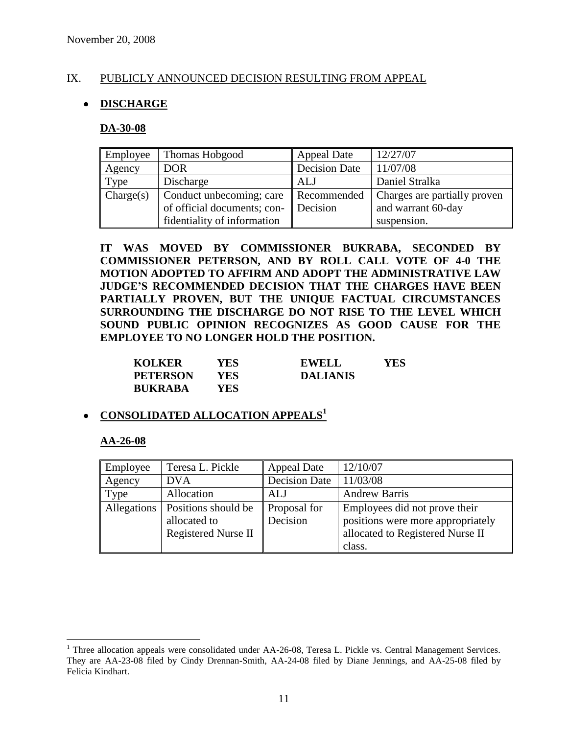November 20, 2008

## IX. PUBLICLY ANNOUNCED DECISION RESULTING FROM APPEAL

- **DISCHARGE**

**DA-30-08**

| Employee | Thomas Hobgood | Appeal Date | 12/27/07 |
|---|---|---|---|
| Agency | DOR | Decision Date | 11/07/08 |
| Type | Discharge | ALJ | Daniel Stralka |
| Charge(s) | Conduct unbecoming; care of official documents; confidentiality of information | Recommended Decision | Charges are partially proven and warrant 60-day suspension. |

**IT WAS MOVED BY COMMISSIONER BUKRABA, SECONDED BY COMMISSIONER PETERSON, AND BY ROLL CALL VOTE OF 4-0 THE MOTION ADOPTED TO AFFIRM AND ADOPT THE ADMINISTRATIVE LAW JUDGE'S RECOMMENDED DECISION THAT THE CHARGES HAVE BEEN PARTIALLY PROVEN, BUT THE UNIQUE FACTUAL CIRCUMSTANCES SURROUNDING THE DISCHARGE DO NOT RISE TO THE LEVEL WHICH SOUND PUBLIC OPINION RECOGNIZES AS GOOD CAUSE FOR THE EMPLOYEE TO NO LONGER HOLD THE POSITION.**

| | | | |
|---|---|---|---|
| **KOLKER** | **YES** | **EWELL** | **YES** |
| **PETERSON** | **YES** | **DALIANIS** | |
| **BUKRABA** | **YES** | | |

- **CONSOLIDATED ALLOCATION APPEALS**[1]

**AA-26-08**

| Employee | Teresa L. Pickle | Appeal Date | 12/10/07 |
|---|---|---|---|
| Agency | DVA | Decision Date | 11/03/08 |
| Type | Allocation | ALJ | Andrew Barris |
| Allegations | Positions should be allocated to Registered Nurse II | Proposal for Decision | Employees did not prove their positions were more appropriately allocated to Registered Nurse II class. |

[1] Three allocation appeals were consolidated under AA-26-08, Teresa L. Pickle vs. Central Management Services. They are AA-23-08 filed by Cindy Drennan-Smith, AA-24-08 filed by Diane Jennings, and AA-25-08 filed by Felicia Kindhart.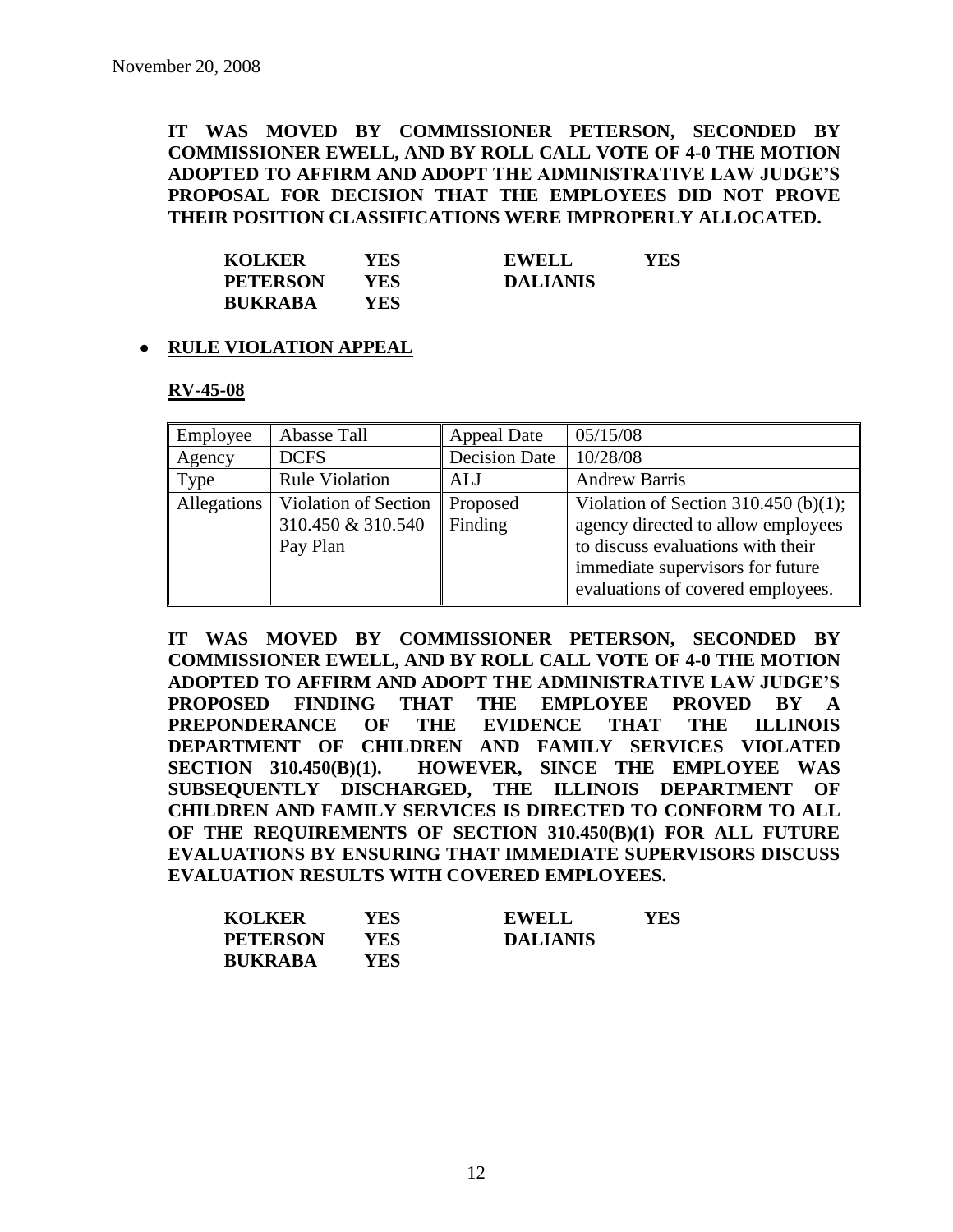November 20, 2008

**IT WAS MOVED BY COMMISSIONER PETERSON, SECONDED BY COMMISSIONER EWELL, AND BY ROLL CALL VOTE OF 4-0 THE MOTION ADOPTED TO AFFIRM AND ADOPT THE ADMINISTRATIVE LAW JUDGE'S PROPOSAL FOR DECISION THAT THE EMPLOYEES DID NOT PROVE THEIR POSITION CLASSIFICATIONS WERE IMPROPERLY ALLOCATED.**

| | | | |
|---|---|---|---|
| **KOLKER** | **YES** | **EWELL** | **YES** |
| **PETERSON** | **YES** | **DALIANIS** | |
| **BUKRABA** | **YES** | | |

- **RULE VIOLATION APPEAL**

**RV-45-08**

| Employee | Abasse Tall | Appeal Date | 05/15/08 |
|---|---|---|---|
| Agency | DCFS | Decision Date | 10/28/08 |
| Type | Rule Violation | ALJ | Andrew Barris |
| Allegations | Violation of Section 310.450 & 310.540 Pay Plan | Proposed Finding | Violation of Section 310.450 (b)(1); agency directed to allow employees to discuss evaluations with their immediate supervisors for future evaluations of covered employees. |

**IT WAS MOVED BY COMMISSIONER PETERSON, SECONDED BY COMMISSIONER EWELL, AND BY ROLL CALL VOTE OF 4-0 THE MOTION ADOPTED TO AFFIRM AND ADOPT THE ADMINISTRATIVE LAW JUDGE'S PROPOSED FINDING THAT THE EMPLOYEE PROVED BY A PREPONDERANCE OF THE EVIDENCE THAT THE ILLINOIS DEPARTMENT OF CHILDREN AND FAMILY SERVICES VIOLATED SECTION 310.450(B)(1). HOWEVER, SINCE THE EMPLOYEE WAS SUBSEQUENTLY DISCHARGED, THE ILLINOIS DEPARTMENT OF CHILDREN AND FAMILY SERVICES IS DIRECTED TO CONFORM TO ALL OF THE REQUIREMENTS OF SECTION 310.450(B)(1) FOR ALL FUTURE EVALUATIONS BY ENSURING THAT IMMEDIATE SUPERVISORS DISCUSS EVALUATION RESULTS WITH COVERED EMPLOYEES.**

| | | | |
|---|---|---|---|
| **KOLKER** | **YES** | **EWELL** | **YES** |
| **PETERSON** | **YES** | **DALIANIS** | |
| **BUKRABA** | **YES** | | |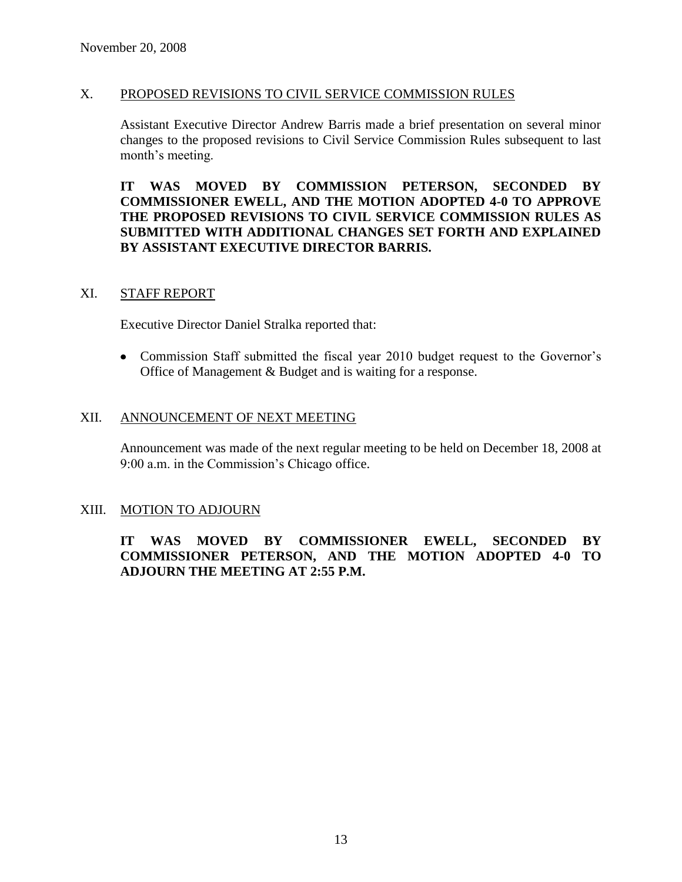November 20, 2008

## X. PROPOSED REVISIONS TO CIVIL SERVICE COMMISSION RULES

Assistant Executive Director Andrew Barris made a brief presentation on several minor changes to the proposed revisions to Civil Service Commission Rules subsequent to last month's meeting.

**IT WAS MOVED BY COMMISSION PETERSON, SECONDED BY COMMISSIONER EWELL, AND THE MOTION ADOPTED 4-0 TO APPROVE THE PROPOSED REVISIONS TO CIVIL SERVICE COMMISSION RULES AS SUBMITTED WITH ADDITIONAL CHANGES SET FORTH AND EXPLAINED BY ASSISTANT EXECUTIVE DIRECTOR BARRIS.**

## XI. STAFF REPORT

Executive Director Daniel Stralka reported that:

- Commission Staff submitted the fiscal year 2010 budget request to the Governor's Office of Management & Budget and is waiting for a response.

## XII. ANNOUNCEMENT OF NEXT MEETING

Announcement was made of the next regular meeting to be held on December 18, 2008 at 9:00 a.m. in the Commission's Chicago office.

## XIII. MOTION TO ADJOURN

**IT WAS MOVED BY COMMISSIONER EWELL, SECONDED BY COMMISSIONER PETERSON, AND THE MOTION ADOPTED 4-0 TO ADJOURN THE MEETING AT 2:55 P.M.**